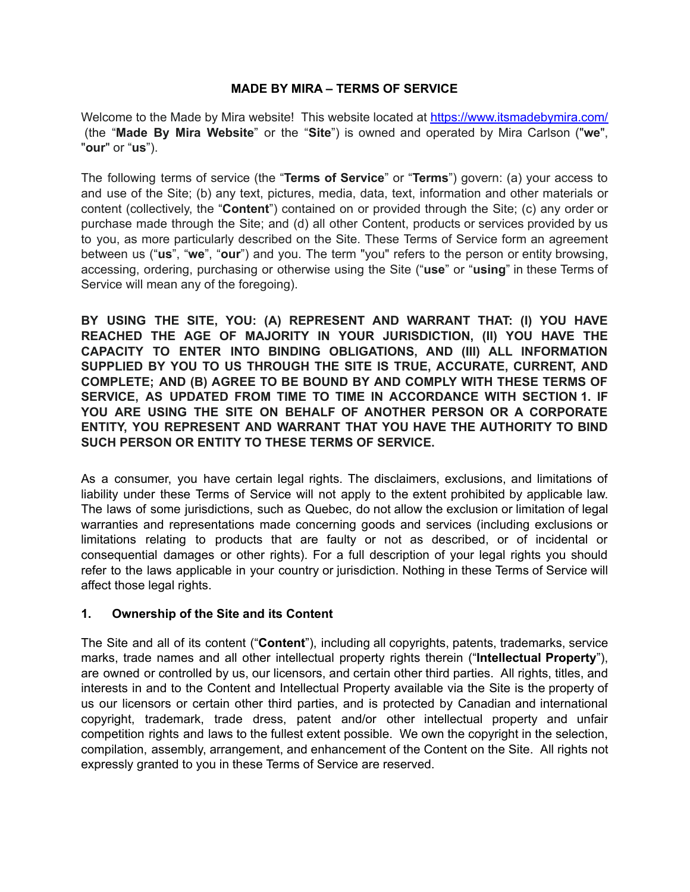# MADE BY MIRA – TERMS OF SERVICE

Welcome to the Made by Mira website! This website located at [https://www.itsmadebymira.com/](https://www.itsmadebymira.com/) (the "**Made By Mira Website**" or the "**Site**") is owned and operated by Mira Carlson ("**we**", "**our**" or "**us**").

The following terms of service (the "**Terms of Service**" or "**Terms**") govern: (a) your access to and use of the Site; (b) any text, pictures, media, data, text, information and other materials or content (collectively, the "**Content**") contained on or provided through the Site; (c) any order or purchase made through the Site; and (d) all other Content, products or services provided by us to you, as more particularly described on the Site. These Terms of Service form an agreement between us ("**us**", "**we**", "**our**") and you. The term "you" refers to the person or entity browsing, accessing, ordering, purchasing or otherwise using the Site ("**use**" or "**using**" in these Terms of Service will mean any of the foregoing).

**BY USING THE SITE, YOU: (A) REPRESENT AND WARRANT THAT: (I) YOU HAVE REACHED THE AGE OF MAJORITY IN YOUR JURISDICTION, (II) YOU HAVE THE CAPACITY TO ENTER INTO BINDING OBLIGATIONS, AND (III) ALL INFORMATION SUPPLIED BY YOU TO US THROUGH THE SITE IS TRUE, ACCURATE, CURRENT, AND COMPLETE; AND (B) AGREE TO BE BOUND BY AND COMPLY WITH THESE TERMS OF SERVICE, AS UPDATED FROM TIME TO TIME IN ACCORDANCE WITH SECTION 1. IF YOU ARE USING THE SITE ON BEHALF OF ANOTHER PERSON OR A CORPORATE ENTITY, YOU REPRESENT AND WARRANT THAT YOU HAVE THE AUTHORITY TO BIND SUCH PERSON OR ENTITY TO THESE TERMS OF SERVICE.**

As a consumer, you have certain legal rights. The disclaimers, exclusions, and limitations of liability under these Terms of Service will not apply to the extent prohibited by applicable law. The laws of some jurisdictions, such as Quebec, do not allow the exclusion or limitation of legal warranties and representations made concerning goods and services (including exclusions or limitations relating to products that are faulty or not as described, or of incidental or consequential damages or other rights). For a full description of your legal rights you should refer to the laws applicable in your country or jurisdiction. Nothing in these Terms of Service will affect those legal rights.

## 1. Ownership of the Site and its Content

The Site and all of its content ("**Content**"), including all copyrights, patents, trademarks, service marks, trade names and all other intellectual property rights therein ("**Intellectual Property**"), are owned or controlled by us, our licensors, and certain other third parties. All rights, titles, and interests in and to the Content and Intellectual Property available via the Site is the property of us our licensors or certain other third parties, and is protected by Canadian and international copyright, trademark, trade dress, patent and/or other intellectual property and unfair competition rights and laws to the fullest extent possible. We own the copyright in the selection, compilation, assembly, arrangement, and enhancement of the Content on the Site. All rights not expressly granted to you in these Terms of Service are reserved.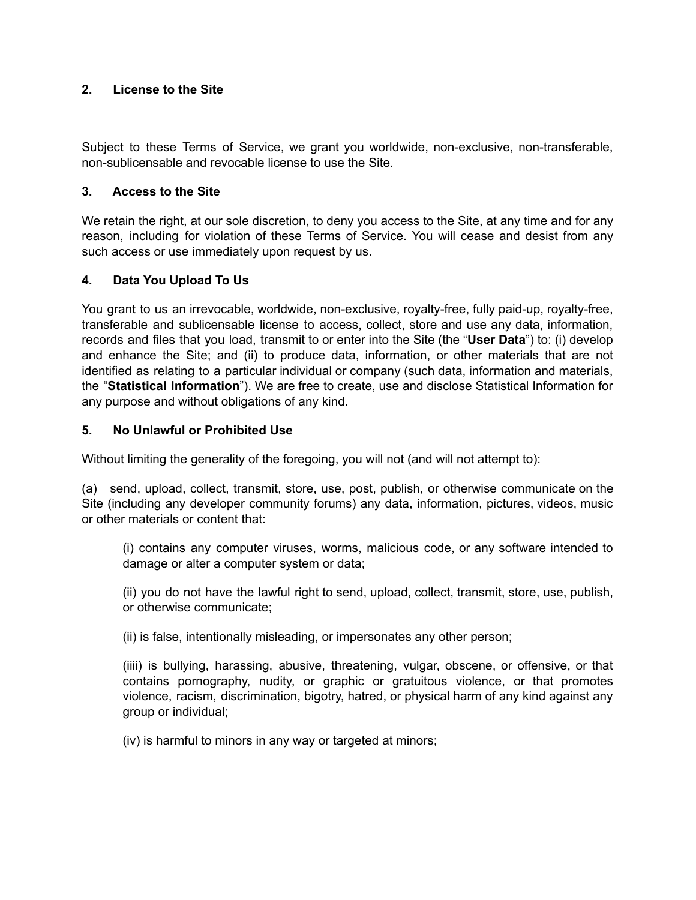**2. License to the Site**

Subject to these Terms of Service, we grant you worldwide, non-exclusive, non-transferable, non-sublicensable and revocable license to use the Site.

**3. Access to the Site**

We retain the right, at our sole discretion, to deny you access to the Site, at any time and for any reason, including for violation of these Terms of Service. You will cease and desist from any such access or use immediately upon request by us.

**4. Data You Upload To Us**

You grant to us an irrevocable, worldwide, non-exclusive, royalty-free, fully paid-up, royalty-free, transferable and sublicensable license to access, collect, store and use any data, information, records and files that you load, transmit to or enter into the Site (the "**User Data**") to: (i) develop and enhance the Site; and (ii) to produce data, information, or other materials that are not identified as relating to a particular individual or company (such data, information and materials, the "**Statistical Information**"). We are free to create, use and disclose Statistical Information for any purpose and without obligations of any kind.

**5. No Unlawful or Prohibited Use**

Without limiting the generality of the foregoing, you will not (and will not attempt to):

(a) send, upload, collect, transmit, store, use, post, publish, or otherwise communicate on the Site (including any developer community forums) any data, information, pictures, videos, music or other materials or content that:

> (i) contains any computer viruses, worms, malicious code, or any software intended to damage or alter a computer system or data;
>
> (ii) you do not have the lawful right to send, upload, collect, transmit, store, use, publish, or otherwise communicate;
>
> (ii) is false, intentionally misleading, or impersonates any other person;
>
> (iiii) is bullying, harassing, abusive, threatening, vulgar, obscene, or offensive, or that contains pornography, nudity, or graphic or gratuitous violence, or that promotes violence, racism, discrimination, bigotry, hatred, or physical harm of any kind against any group or individual;
>
> (iv) is harmful to minors in any way or targeted at minors;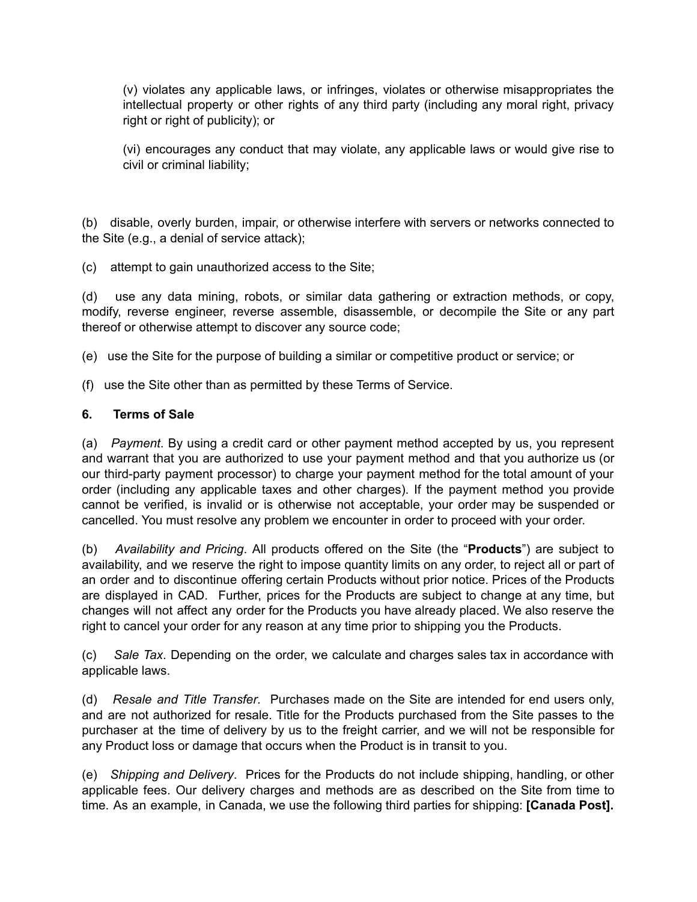(v) violates any applicable laws, or infringes, violates or otherwise misappropriates the intellectual property or other rights of any third party (including any moral right, privacy right or right of publicity); or

(vi) encourages any conduct that may violate, any applicable laws or would give rise to civil or criminal liability;

(b) disable, overly burden, impair, or otherwise interfere with servers or networks connected to the Site (e.g., a denial of service attack);

(c) attempt to gain unauthorized access to the Site;

(d) use any data mining, robots, or similar data gathering or extraction methods, or copy, modify, reverse engineer, reverse assemble, disassemble, or decompile the Site or any part thereof or otherwise attempt to discover any source code;

(e) use the Site for the purpose of building a similar or competitive product or service; or

(f) use the Site other than as permitted by these Terms of Service.

**6. Terms of Sale**

(a) *Payment*. By using a credit card or other payment method accepted by us, you represent and warrant that you are authorized to use your payment method and that you authorize us (or our third-party payment processor) to charge your payment method for the total amount of your order (including any applicable taxes and other charges). If the payment method you provide cannot be verified, is invalid or is otherwise not acceptable, your order may be suspended or cancelled. You must resolve any problem we encounter in order to proceed with your order.

(b) *Availability and Pricing*. All products offered on the Site (the "**Products**") are subject to availability, and we reserve the right to impose quantity limits on any order, to reject all or part of an order and to discontinue offering certain Products without prior notice. Prices of the Products are displayed in CAD. Further, prices for the Products are subject to change at any time, but changes will not affect any order for the Products you have already placed. We also reserve the right to cancel your order for any reason at any time prior to shipping you the Products.

(c) *Sale Tax*. Depending on the order, we calculate and charges sales tax in accordance with applicable laws.

(d) *Resale and Title Transfer*. Purchases made on the Site are intended for end users only, and are not authorized for resale. Title for the Products purchased from the Site passes to the purchaser at the time of delivery by us to the freight carrier, and we will not be responsible for any Product loss or damage that occurs when the Product is in transit to you.

(e) *Shipping and Delivery*. Prices for the Products do not include shipping, handling, or other applicable fees. Our delivery charges and methods are as described on the Site from time to time. As an example, in Canada, we use the following third parties for shipping: **[Canada Post].**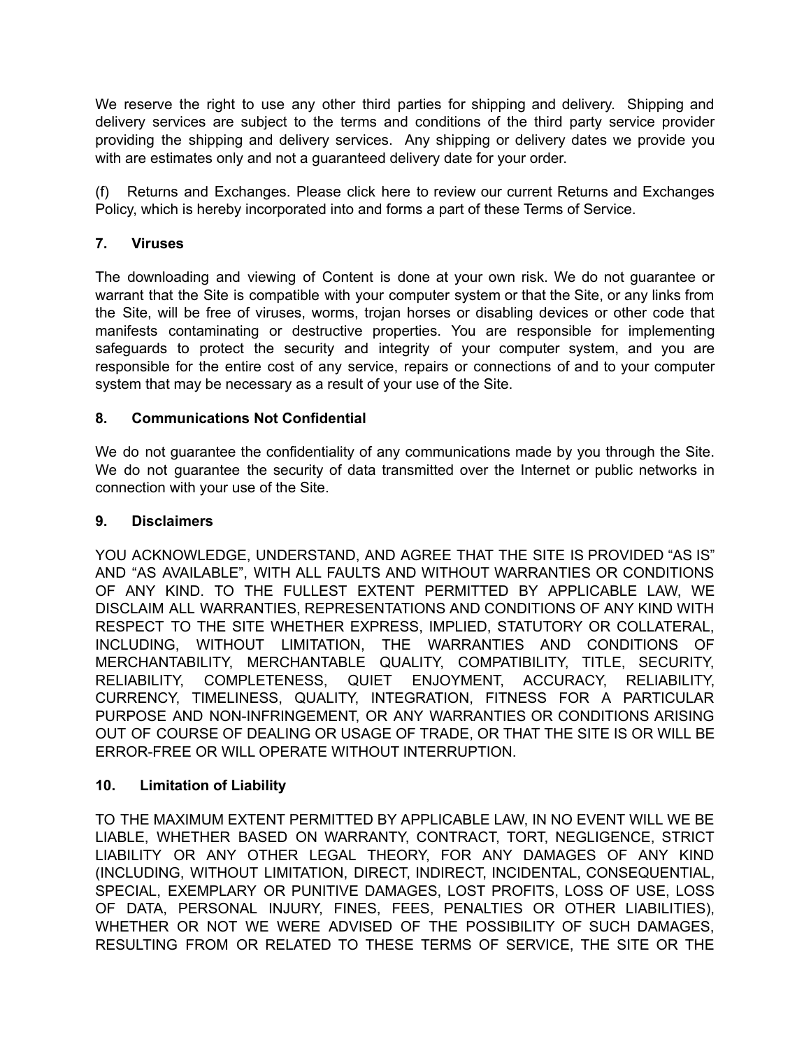We reserve the right to use any other third parties for shipping and delivery. Shipping and delivery services are subject to the terms and conditions of the third party service provider providing the shipping and delivery services. Any shipping or delivery dates we provide you with are estimates only and not a guaranteed delivery date for your order.

(f) Returns and Exchanges. Please click here to review our current Returns and Exchanges Policy, which is hereby incorporated into and forms a part of these Terms of Service.

## 7. Viruses

The downloading and viewing of Content is done at your own risk. We do not guarantee or warrant that the Site is compatible with your computer system or that the Site, or any links from the Site, will be free of viruses, worms, trojan horses or disabling devices or other code that manifests contaminating or destructive properties. You are responsible for implementing safeguards to protect the security and integrity of your computer system, and you are responsible for the entire cost of any service, repairs or connections of and to your computer system that may be necessary as a result of your use of the Site.

## 8. Communications Not Confidential

We do not guarantee the confidentiality of any communications made by you through the Site. We do not guarantee the security of data transmitted over the Internet or public networks in connection with your use of the Site.

## 9. Disclaimers

YOU ACKNOWLEDGE, UNDERSTAND, AND AGREE THAT THE SITE IS PROVIDED “AS IS” AND “AS AVAILABLE”, WITH ALL FAULTS AND WITHOUT WARRANTIES OR CONDITIONS OF ANY KIND. TO THE FULLEST EXTENT PERMITTED BY APPLICABLE LAW, WE DISCLAIM ALL WARRANTIES, REPRESENTATIONS AND CONDITIONS OF ANY KIND WITH RESPECT TO THE SITE WHETHER EXPRESS, IMPLIED, STATUTORY OR COLLATERAL, INCLUDING, WITHOUT LIMITATION, THE WARRANTIES AND CONDITIONS OF MERCHANTABILITY, MERCHANTABLE QUALITY, COMPATIBILITY, TITLE, SECURITY, RELIABILITY, COMPLETENESS, QUIET ENJOYMENT, ACCURACY, RELIABILITY, CURRENCY, TIMELINESS, QUALITY, INTEGRATION, FITNESS FOR A PARTICULAR PURPOSE AND NON-INFRINGEMENT, OR ANY WARRANTIES OR CONDITIONS ARISING OUT OF COURSE OF DEALING OR USAGE OF TRADE, OR THAT THE SITE IS OR WILL BE ERROR-FREE OR WILL OPERATE WITHOUT INTERRUPTION.

## 10. Limitation of Liability

TO THE MAXIMUM EXTENT PERMITTED BY APPLICABLE LAW, IN NO EVENT WILL WE BE LIABLE, WHETHER BASED ON WARRANTY, CONTRACT, TORT, NEGLIGENCE, STRICT LIABILITY OR ANY OTHER LEGAL THEORY, FOR ANY DAMAGES OF ANY KIND (INCLUDING, WITHOUT LIMITATION, DIRECT, INDIRECT, INCIDENTAL, CONSEQUENTIAL, SPECIAL, EXEMPLARY OR PUNITIVE DAMAGES, LOST PROFITS, LOSS OF USE, LOSS OF DATA, PERSONAL INJURY, FINES, FEES, PENALTIES OR OTHER LIABILITIES), WHETHER OR NOT WE WERE ADVISED OF THE POSSIBILITY OF SUCH DAMAGES, RESULTING FROM OR RELATED TO THESE TERMS OF SERVICE, THE SITE OR THE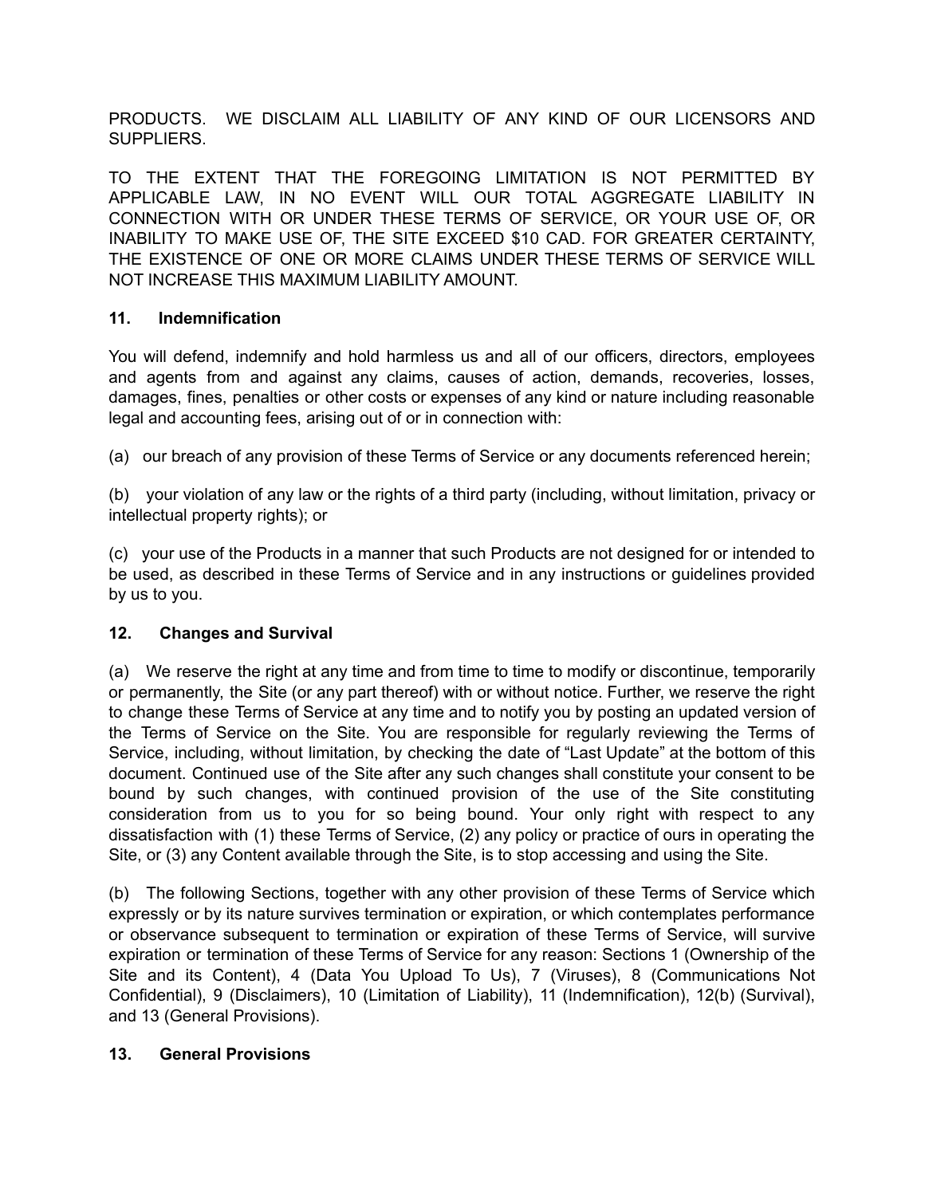PRODUCTS. WE DISCLAIM ALL LIABILITY OF ANY KIND OF OUR LICENSORS AND SUPPLIERS.

TO THE EXTENT THAT THE FOREGOING LIMITATION IS NOT PERMITTED BY APPLICABLE LAW, IN NO EVENT WILL OUR TOTAL AGGREGATE LIABILITY IN CONNECTION WITH OR UNDER THESE TERMS OF SERVICE, OR YOUR USE OF, OR INABILITY TO MAKE USE OF, THE SITE EXCEED $10 CAD. FOR GREATER CERTAINTY, THE EXISTENCE OF ONE OR MORE CLAIMS UNDER THESE TERMS OF SERVICE WILL NOT INCREASE THIS MAXIMUM LIABILITY AMOUNT.

**11. Indemnification**

You will defend, indemnify and hold harmless us and all of our officers, directors, employees and agents from and against any claims, causes of action, demands, recoveries, losses, damages, fines, penalties or other costs or expenses of any kind or nature including reasonable legal and accounting fees, arising out of or in connection with:

(a) our breach of any provision of these Terms of Service or any documents referenced herein;

(b) your violation of any law or the rights of a third party (including, without limitation, privacy or intellectual property rights); or

(c) your use of the Products in a manner that such Products are not designed for or intended to be used, as described in these Terms of Service and in any instructions or guidelines provided by us to you.

**12. Changes and Survival**

(a) We reserve the right at any time and from time to time to modify or discontinue, temporarily or permanently, the Site (or any part thereof) with or without notice. Further, we reserve the right to change these Terms of Service at any time and to notify you by posting an updated version of the Terms of Service on the Site. You are responsible for regularly reviewing the Terms of Service, including, without limitation, by checking the date of "Last Update" at the bottom of this document. Continued use of the Site after any such changes shall constitute your consent to be bound by such changes, with continued provision of the use of the Site constituting consideration from us to you for so being bound. Your only right with respect to any dissatisfaction with (1) these Terms of Service, (2) any policy or practice of ours in operating the Site, or (3) any Content available through the Site, is to stop accessing and using the Site.

(b) The following Sections, together with any other provision of these Terms of Service which expressly or by its nature survives termination or expiration, or which contemplates performance or observance subsequent to termination or expiration of these Terms of Service, will survive expiration or termination of these Terms of Service for any reason: Sections 1 (Ownership of the Site and its Content), 4 (Data You Upload To Us), 7 (Viruses), 8 (Communications Not Confidential), 9 (Disclaimers), 10 (Limitation of Liability), 11 (Indemnification), 12(b) (Survival), and 13 (General Provisions).

**13. General Provisions**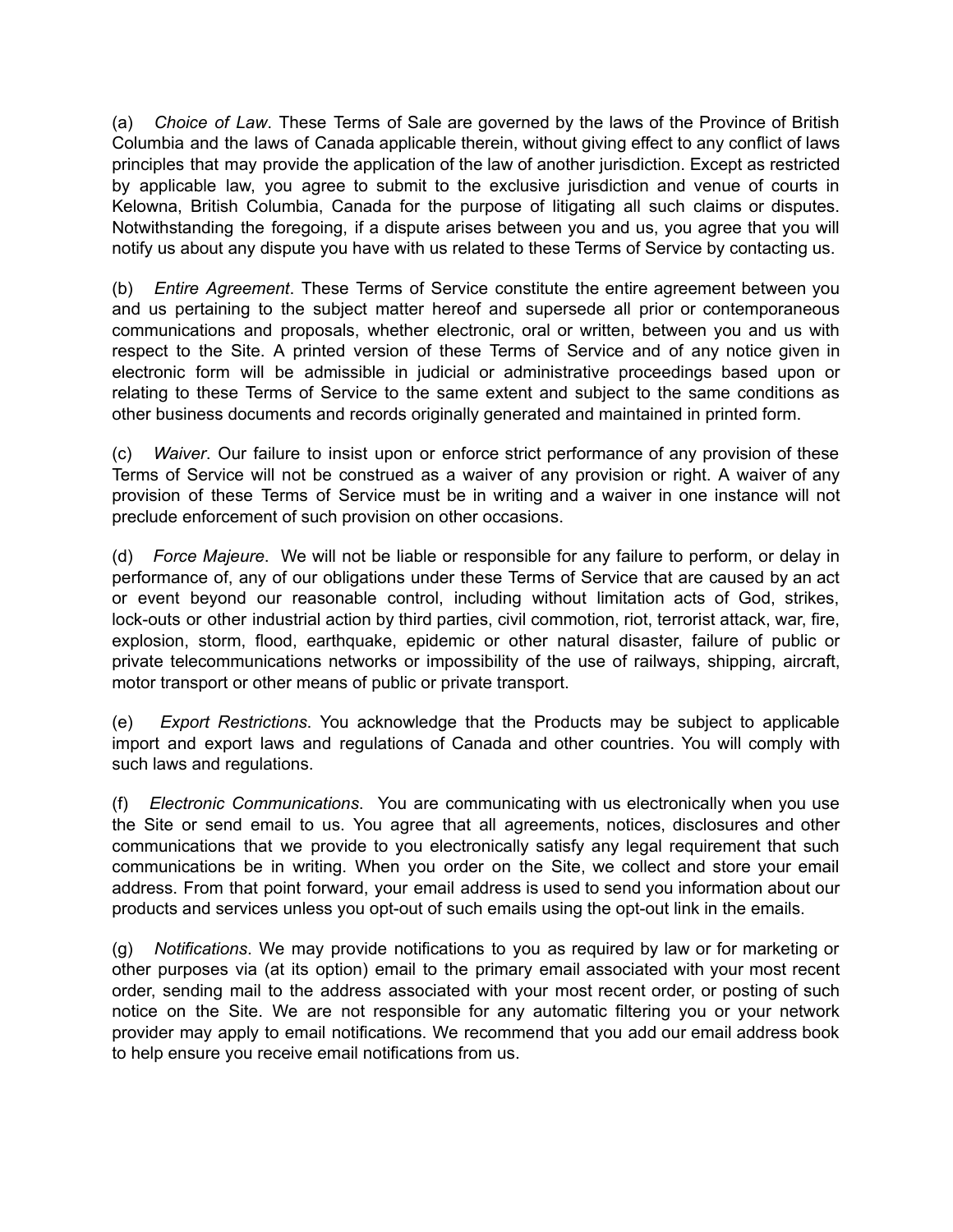(a) *Choice of Law*. These Terms of Sale are governed by the laws of the Province of British Columbia and the laws of Canada applicable therein, without giving effect to any conflict of laws principles that may provide the application of the law of another jurisdiction. Except as restricted by applicable law, you agree to submit to the exclusive jurisdiction and venue of courts in Kelowna, British Columbia, Canada for the purpose of litigating all such claims or disputes. Notwithstanding the foregoing, if a dispute arises between you and us, you agree that you will notify us about any dispute you have with us related to these Terms of Service by contacting us.

(b) *Entire Agreement*. These Terms of Service constitute the entire agreement between you and us pertaining to the subject matter hereof and supersede all prior or contemporaneous communications and proposals, whether electronic, oral or written, between you and us with respect to the Site. A printed version of these Terms of Service and of any notice given in electronic form will be admissible in judicial or administrative proceedings based upon or relating to these Terms of Service to the same extent and subject to the same conditions as other business documents and records originally generated and maintained in printed form.

(c) *Waiver*. Our failure to insist upon or enforce strict performance of any provision of these Terms of Service will not be construed as a waiver of any provision or right. A waiver of any provision of these Terms of Service must be in writing and a waiver in one instance will not preclude enforcement of such provision on other occasions.

(d) *Force Majeure*. We will not be liable or responsible for any failure to perform, or delay in performance of, any of our obligations under these Terms of Service that are caused by an act or event beyond our reasonable control, including without limitation acts of God, strikes, lock-outs or other industrial action by third parties, civil commotion, riot, terrorist attack, war, fire, explosion, storm, flood, earthquake, epidemic or other natural disaster, failure of public or private telecommunications networks or impossibility of the use of railways, shipping, aircraft, motor transport or other means of public or private transport.

(e) *Export Restrictions*. You acknowledge that the Products may be subject to applicable import and export laws and regulations of Canada and other countries. You will comply with such laws and regulations.

(f) *Electronic Communications*. You are communicating with us electronically when you use the Site or send email to us. You agree that all agreements, notices, disclosures and other communications that we provide to you electronically satisfy any legal requirement that such communications be in writing. When you order on the Site, we collect and store your email address. From that point forward, your email address is used to send you information about our products and services unless you opt-out of such emails using the opt-out link in the emails.

(g) *Notifications*. We may provide notifications to you as required by law or for marketing or other purposes via (at its option) email to the primary email associated with your most recent order, sending mail to the address associated with your most recent order, or posting of such notice on the Site. We are not responsible for any automatic filtering you or your network provider may apply to email notifications. We recommend that you add our email address book to help ensure you receive email notifications from us.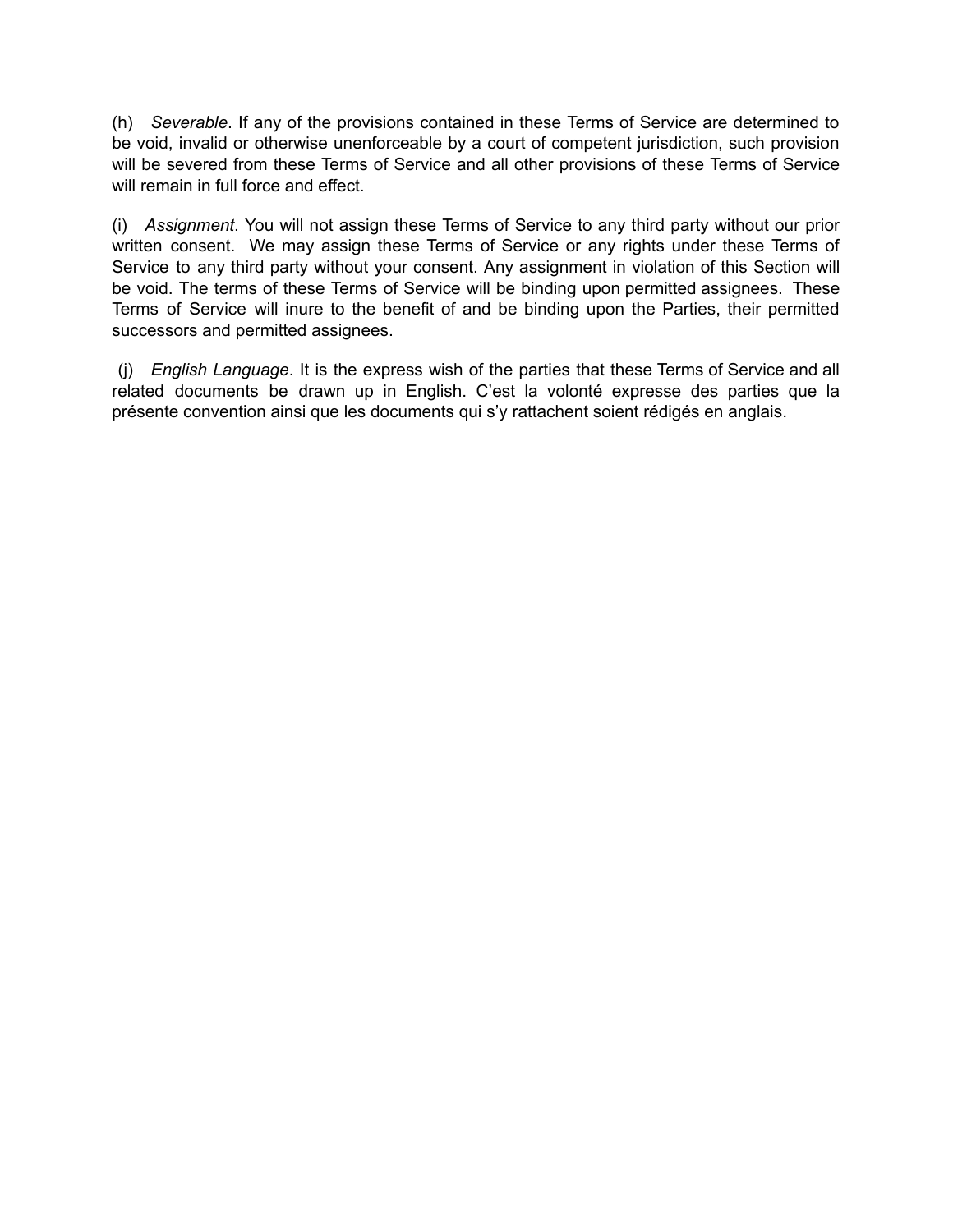(h) *Severable*. If any of the provisions contained in these Terms of Service are determined to be void, invalid or otherwise unenforceable by a court of competent jurisdiction, such provision will be severed from these Terms of Service and all other provisions of these Terms of Service will remain in full force and effect.

(i) *Assignment*. You will not assign these Terms of Service to any third party without our prior written consent. We may assign these Terms of Service or any rights under these Terms of Service to any third party without your consent. Any assignment in violation of this Section will be void. The terms of these Terms of Service will be binding upon permitted assignees. These Terms of Service will inure to the benefit of and be binding upon the Parties, their permitted successors and permitted assignees.

(j) *English Language*. It is the express wish of the parties that these Terms of Service and all related documents be drawn up in English. C'est la volonté expresse des parties que la présente convention ainsi que les documents qui s'y rattachent soient rédigés en anglais.